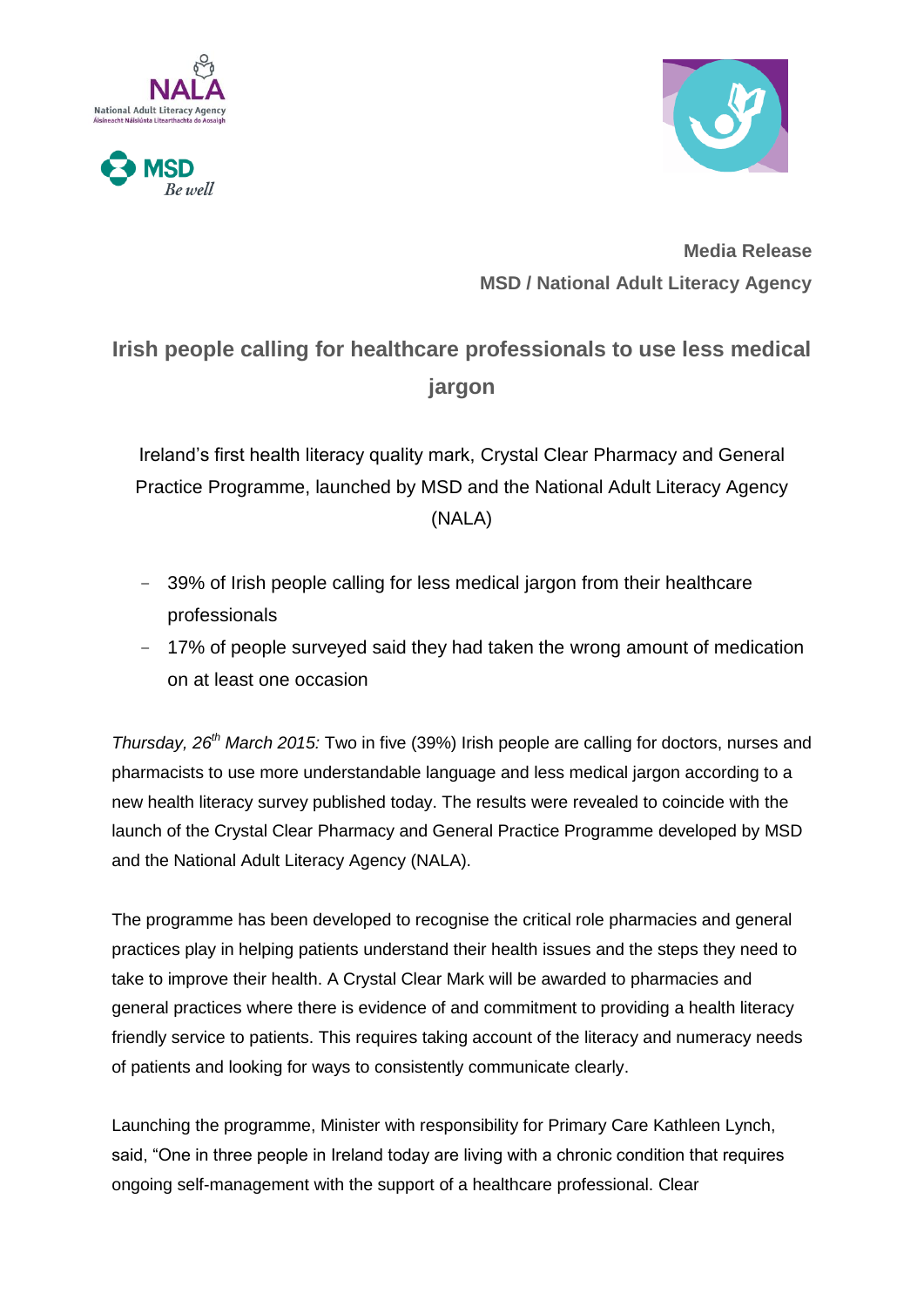**Media Release**
**MSD / National Adult Literacy Agency**

## Irish people calling for healthcare professionals to use less medical jargon

Ireland's first health literacy quality mark, Crystal Clear Pharmacy and General Practice Programme, launched by MSD and the National Adult Literacy Agency (NALA)

- 39% of Irish people calling for less medical jargon from their healthcare professionals
- 17% of people surveyed said they had taken the wrong amount of medication on at least one occasion

*Thursday, 26th March 2015:* Two in five (39%) Irish people are calling for doctors, nurses and pharmacists to use more understandable language and less medical jargon according to a new health literacy survey published today. The results were revealed to coincide with the launch of the Crystal Clear Pharmacy and General Practice Programme developed by MSD and the National Adult Literacy Agency (NALA).

The programme has been developed to recognise the critical role pharmacies and general practices play in helping patients understand their health issues and the steps they need to take to improve their health. A Crystal Clear Mark will be awarded to pharmacies and general practices where there is evidence of and commitment to providing a health literacy friendly service to patients. This requires taking account of the literacy and numeracy needs of patients and looking for ways to consistently communicate clearly.

Launching the programme, Minister with responsibility for Primary Care Kathleen Lynch, said, "One in three people in Ireland today are living with a chronic condition that requires ongoing self-management with the support of a healthcare professional. Clear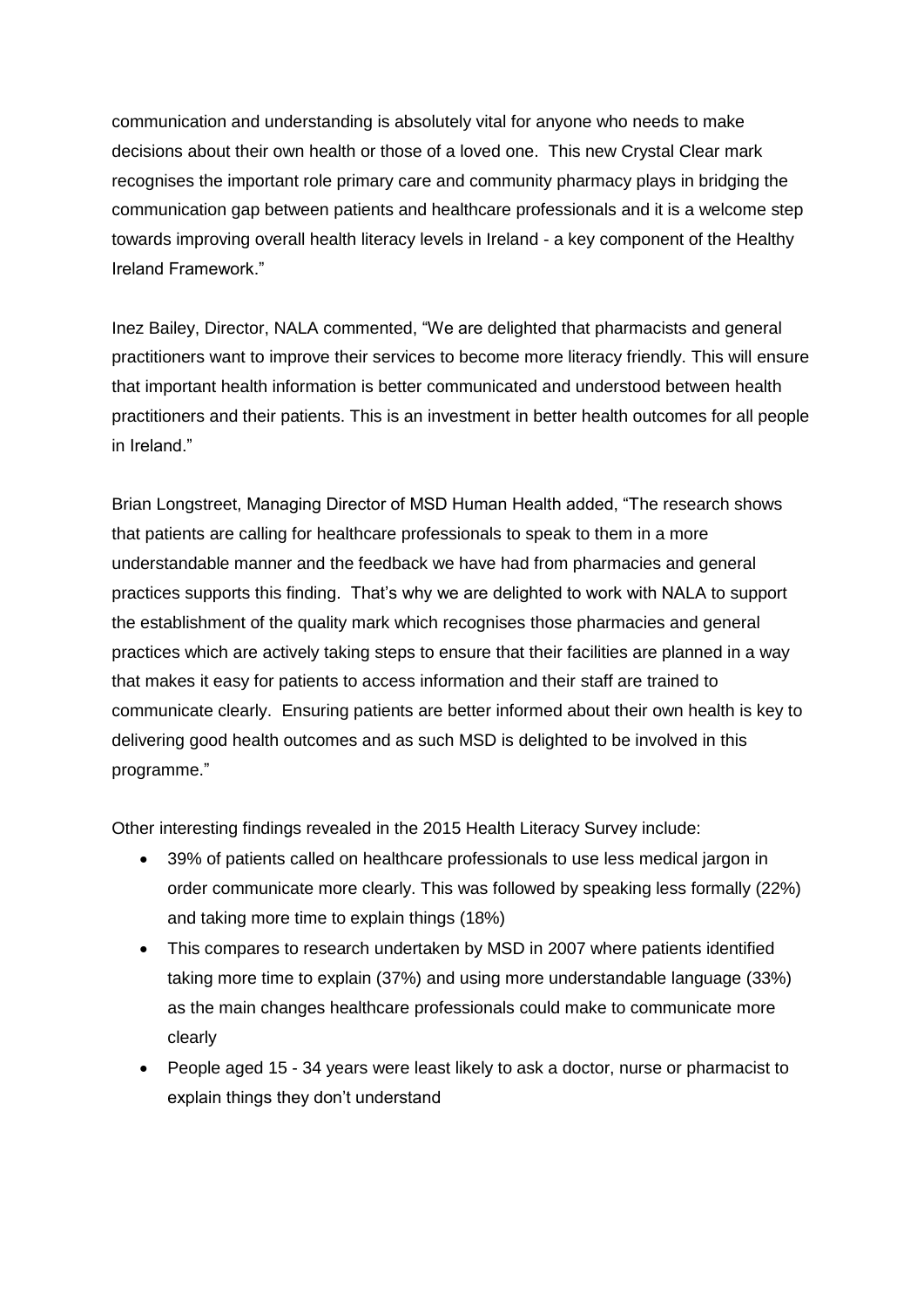communication and understanding is absolutely vital for anyone who needs to make decisions about their own health or those of a loved one. This new Crystal Clear mark recognises the important role primary care and community pharmacy plays in bridging the communication gap between patients and healthcare professionals and it is a welcome step towards improving overall health literacy levels in Ireland - a key component of the Healthy Ireland Framework."

Inez Bailey, Director, NALA commented, "We are delighted that pharmacists and general practitioners want to improve their services to become more literacy friendly. This will ensure that important health information is better communicated and understood between health practitioners and their patients. This is an investment in better health outcomes for all people in Ireland."

Brian Longstreet, Managing Director of MSD Human Health added, "The research shows that patients are calling for healthcare professionals to speak to them in a more understandable manner and the feedback we have had from pharmacies and general practices supports this finding. That's why we are delighted to work with NALA to support the establishment of the quality mark which recognises those pharmacies and general practices which are actively taking steps to ensure that their facilities are planned in a way that makes it easy for patients to access information and their staff are trained to communicate clearly. Ensuring patients are better informed about their own health is key to delivering good health outcomes and as such MSD is delighted to be involved in this programme."

Other interesting findings revealed in the 2015 Health Literacy Survey include:

- 39% of patients called on healthcare professionals to use less medical jargon in order communicate more clearly. This was followed by speaking less formally (22%) and taking more time to explain things (18%)
- This compares to research undertaken by MSD in 2007 where patients identified taking more time to explain (37%) and using more understandable language (33%) as the main changes healthcare professionals could make to communicate more clearly
- People aged 15 - 34 years were least likely to ask a doctor, nurse or pharmacist to explain things they don't understand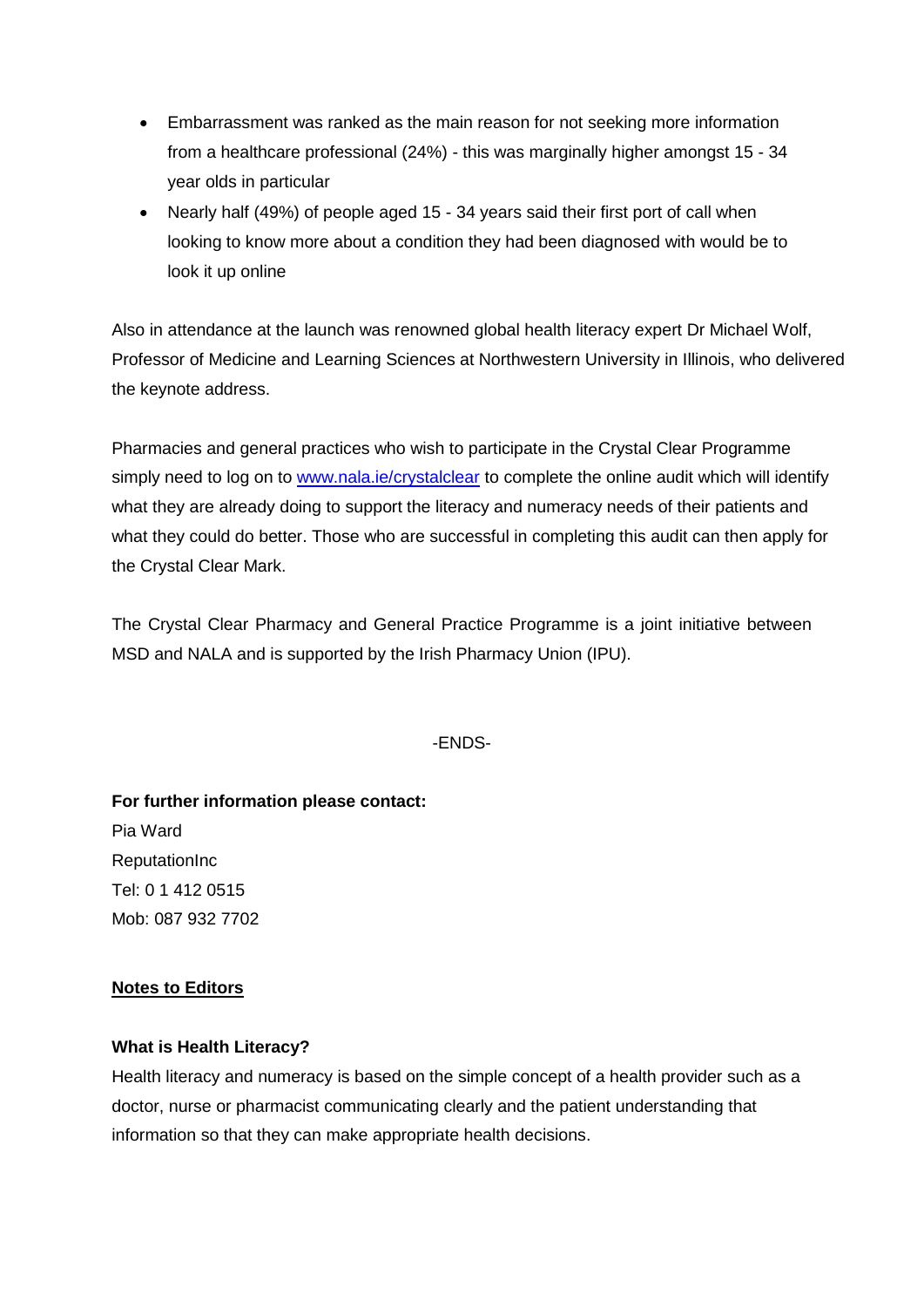- Embarrassment was ranked as the main reason for not seeking more information from a healthcare professional (24%) - this was marginally higher amongst 15 - 34 year olds in particular
- Nearly half (49%) of people aged 15 - 34 years said their first port of call when looking to know more about a condition they had been diagnosed with would be to look it up online

Also in attendance at the launch was renowned global health literacy expert Dr Michael Wolf, Professor of Medicine and Learning Sciences at Northwestern University in Illinois, who delivered the keynote address.

Pharmacies and general practices who wish to participate in the Crystal Clear Programme simply need to log on to [www.nala.ie/crystalclear](http://www.nala.ie/crystalclear) to complete the online audit which will identify what they are already doing to support the literacy and numeracy needs of their patients and what they could do better. Those who are successful in completing this audit can then apply for the Crystal Clear Mark.

The Crystal Clear Pharmacy and General Practice Programme is a joint initiative between MSD and NALA and is supported by the Irish Pharmacy Union (IPU).

-ENDS-

**For further information please contact:**
Pia Ward
ReputationInc
Tel: 0 1 412 0515
Mob: 087 932 7702

**Notes to Editors**

**What is Health Literacy?**
Health literacy and numeracy is based on the simple concept of a health provider such as a doctor, nurse or pharmacist communicating clearly and the patient understanding that information so that they can make appropriate health decisions.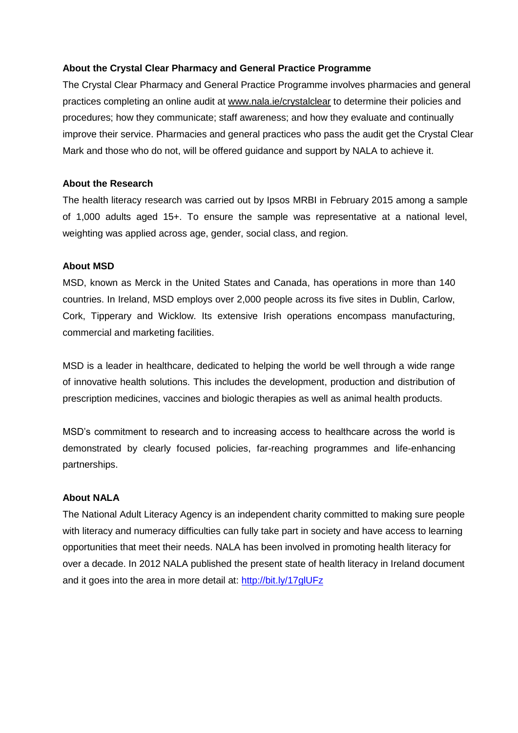**About the Crystal Clear Pharmacy and General Practice Programme**

The Crystal Clear Pharmacy and General Practice Programme involves pharmacies and general practices completing an online audit at www.nala.ie/crystalclear to determine their policies and procedures; how they communicate; staff awareness; and how they evaluate and continually improve their service. Pharmacies and general practices who pass the audit get the Crystal Clear Mark and those who do not, will be offered guidance and support by NALA to achieve it.

**About the Research**

The health literacy research was carried out by Ipsos MRBI in February 2015 among a sample of 1,000 adults aged 15+. To ensure the sample was representative at a national level, weighting was applied across age, gender, social class, and region.

**About MSD**

MSD, known as Merck in the United States and Canada, has operations in more than 140 countries. In Ireland, MSD employs over 2,000 people across its five sites in Dublin, Carlow, Cork, Tipperary and Wicklow. Its extensive Irish operations encompass manufacturing, commercial and marketing facilities.

MSD is a leader in healthcare, dedicated to helping the world be well through a wide range of innovative health solutions. This includes the development, production and distribution of prescription medicines, vaccines and biologic therapies as well as animal health products.

MSD's commitment to research and to increasing access to healthcare across the world is demonstrated by clearly focused policies, far-reaching programmes and life-enhancing partnerships.

**About NALA**

The National Adult Literacy Agency is an independent charity committed to making sure people with literacy and numeracy difficulties can fully take part in society and have access to learning opportunities that meet their needs. NALA has been involved in promoting health literacy for over a decade. In 2012 NALA published the present state of health literacy in Ireland document and it goes into the area in more detail at: http://bit.ly/17glUFz